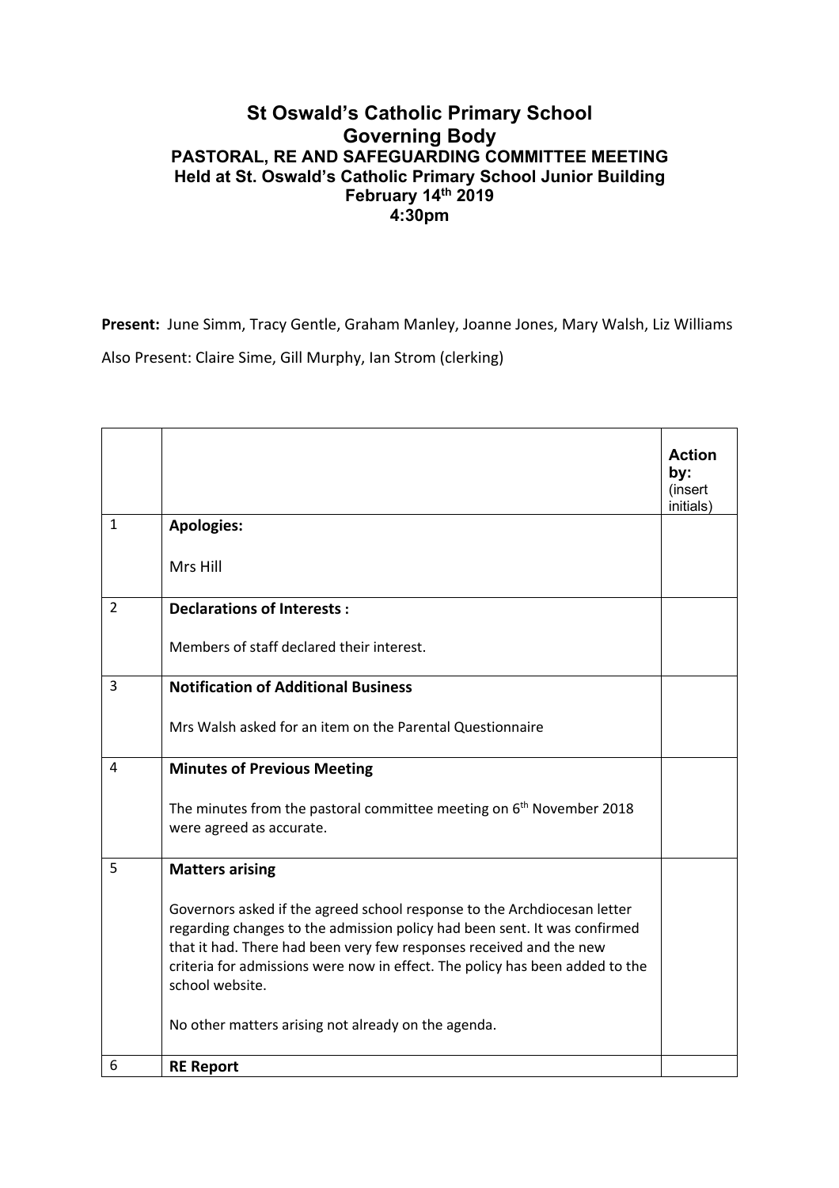# St Oswald's Catholic Primary School
## Governing Body
### PASTORAL, RE AND SAFEGUARDING COMMITTEE MEETING
### Held at St. Oswald's Catholic Primary School Junior Building
### February 14th 2019
### 4:30pm

**Present:** June Simm, Tracy Gentle, Graham Manley, Joanne Jones, Mary Walsh, Liz Williams

Also Present: Claire Sime, Gill Murphy, Ian Strom (clerking)

| | | **Action by:** (insert initials) |
|---|---|---|
| 1 | **Apologies:**<br><br>Mrs Hill | |
| 2 | **Declarations of Interests :**<br><br>Members of staff declared their interest. | |
| 3 | **Notification of Additional Business**<br><br>Mrs Walsh asked for an item on the Parental Questionnaire | |
| 4 | **Minutes of Previous Meeting**<br><br>The minutes from the pastoral committee meeting on 6th November 2018 were agreed as accurate. | |
| 5 | **Matters arising**<br><br>Governors asked if the agreed school response to the Archdiocesan letter regarding changes to the admission policy had been sent. It was confirmed that it had. There had been very few responses received and the new criteria for admissions were now in effect. The policy has been added to the school website.<br><br>No other matters arising not already on the agenda. | |
| 6 | **RE Report** | |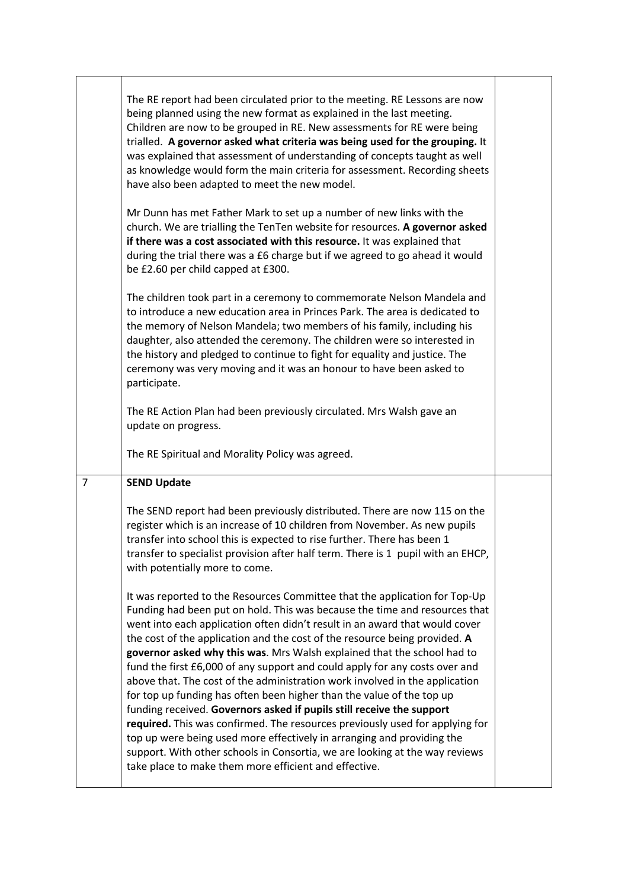| | | |
|---|---|---|
| | The RE report had been circulated prior to the meeting. RE Lessons are now being planned using the new format as explained in the last meeting. Children are now to be grouped in RE. New assessments for RE were being trialled. **A governor asked what criteria was being used for the grouping.** It was explained that assessment of understanding of concepts taught as well as knowledge would form the main criteria for assessment. Recording sheets have also been adapted to meet the new model.<br><br>Mr Dunn has met Father Mark to set up a number of new links with the church. We are trialling the TenTen website for resources. **A governor asked if there was a cost associated with this resource.** It was explained that during the trial there was a £6 charge but if we agreed to go ahead it would be £2.60 per child capped at £300.<br><br>The children took part in a ceremony to commemorate Nelson Mandela and to introduce a new education area in Princes Park. The area is dedicated to the memory of Nelson Mandela; two members of his family, including his daughter, also attended the ceremony. The children were so interested in the history and pledged to continue to fight for equality and justice. The ceremony was very moving and it was an honour to have been asked to participate.<br><br>The RE Action Plan had been previously circulated. Mrs Walsh gave an update on progress.<br><br>The RE Spiritual and Morality Policy was agreed. | |
| 7 | **SEND Update**<br><br>The SEND report had been previously distributed. There are now 115 on the register which is an increase of 10 children from November. As new pupils transfer into school this is expected to rise further. There has been 1 transfer to specialist provision after half term. There is 1 pupil with an EHCP, with potentially more to come.<br><br>It was reported to the Resources Committee that the application for Top-Up Funding had been put on hold. This was because the time and resources that went into each application often didn't result in an award that would cover the cost of the application and the cost of the resource being provided. **A governor asked why this was**. Mrs Walsh explained that the school had to fund the first £6,000 of any support and could apply for any costs over and above that. The cost of the administration work involved in the application for top up funding has often been higher than the value of the top up funding received. **Governors asked if pupils still receive the support required.** This was confirmed. The resources previously used for applying for top up were being used more effectively in arranging and providing the support. With other schools in Consortia, we are looking at the way reviews take place to make them more efficient and effective. | |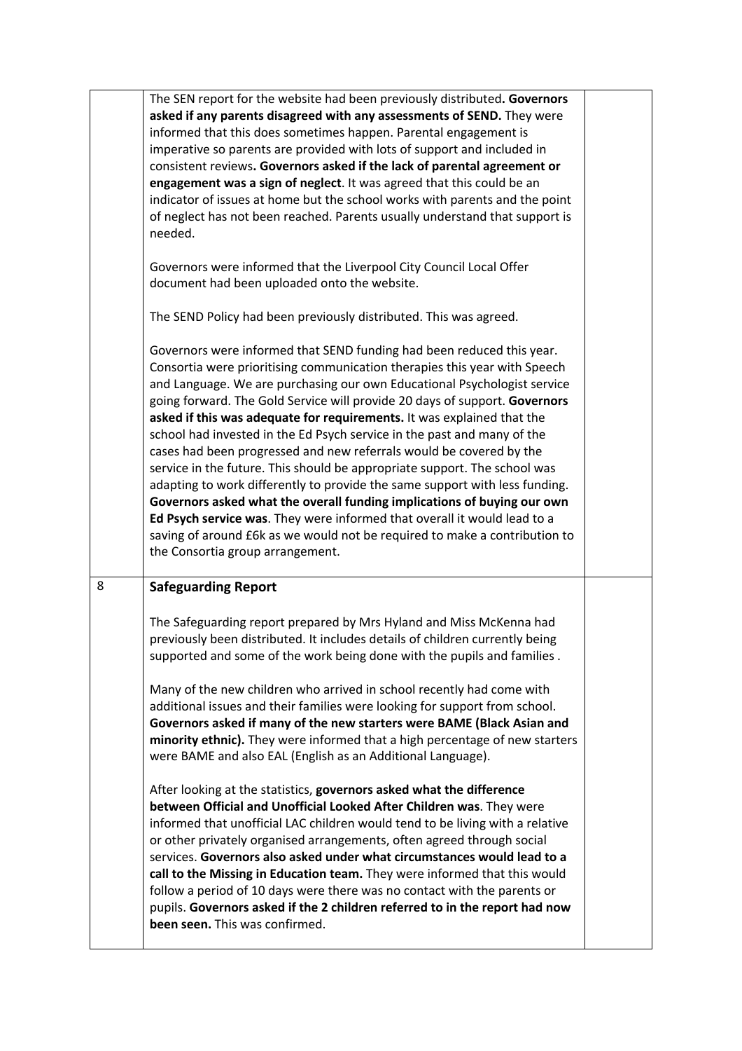| | | |
|---|---|---|
| | The SEN report for the website had been previously distributed**. Governors asked if any parents disagreed with any assessments of SEND.** They were informed that this does sometimes happen. Parental engagement is imperative so parents are provided with lots of support and included in consistent reviews**. Governors asked if the lack of parental agreement or engagement was a sign of neglect**. It was agreed that this could be an indicator of issues at home but the school works with parents and the point of neglect has not been reached. Parents usually understand that support is needed.<br><br>Governors were informed that the Liverpool City Council Local Offer document had been uploaded onto the website.<br><br>The SEND Policy had been previously distributed. This was agreed.<br><br>Governors were informed that SEND funding had been reduced this year. Consortia were prioritising communication therapies this year with Speech and Language. We are purchasing our own Educational Psychologist service going forward. The Gold Service will provide 20 days of support. **Governors asked if this was adequate for requirements.** It was explained that the school had invested in the Ed Psych service in the past and many of the cases had been progressed and new referrals would be covered by the service in the future. This should be appropriate support. The school was adapting to work differently to provide the same support with less funding. **Governors asked what the overall funding implications of buying our own Ed Psych service was**. They were informed that overall it would lead to a saving of around £6k as we would not be required to make a contribution to the Consortia group arrangement. | |
| 8 | **Safeguarding Report**<br><br>The Safeguarding report prepared by Mrs Hyland and Miss McKenna had previously been distributed. It includes details of children currently being supported and some of the work being done with the pupils and families .<br><br>Many of the new children who arrived in school recently had come with additional issues and their families were looking for support from school. **Governors asked if many of the new starters were BAME (Black Asian and minority ethnic).** They were informed that a high percentage of new starters were BAME and also EAL (English as an Additional Language).<br><br>After looking at the statistics, **governors asked what the difference between Official and Unofficial Looked After Children was**. They were informed that unofficial LAC children would tend to be living with a relative or other privately organised arrangements, often agreed through social services. **Governors also asked under what circumstances would lead to a call to the Missing in Education team.** They were informed that this would follow a period of 10 days were there was no contact with the parents or pupils. **Governors asked if the 2 children referred to in the report had now been seen.** This was confirmed. | |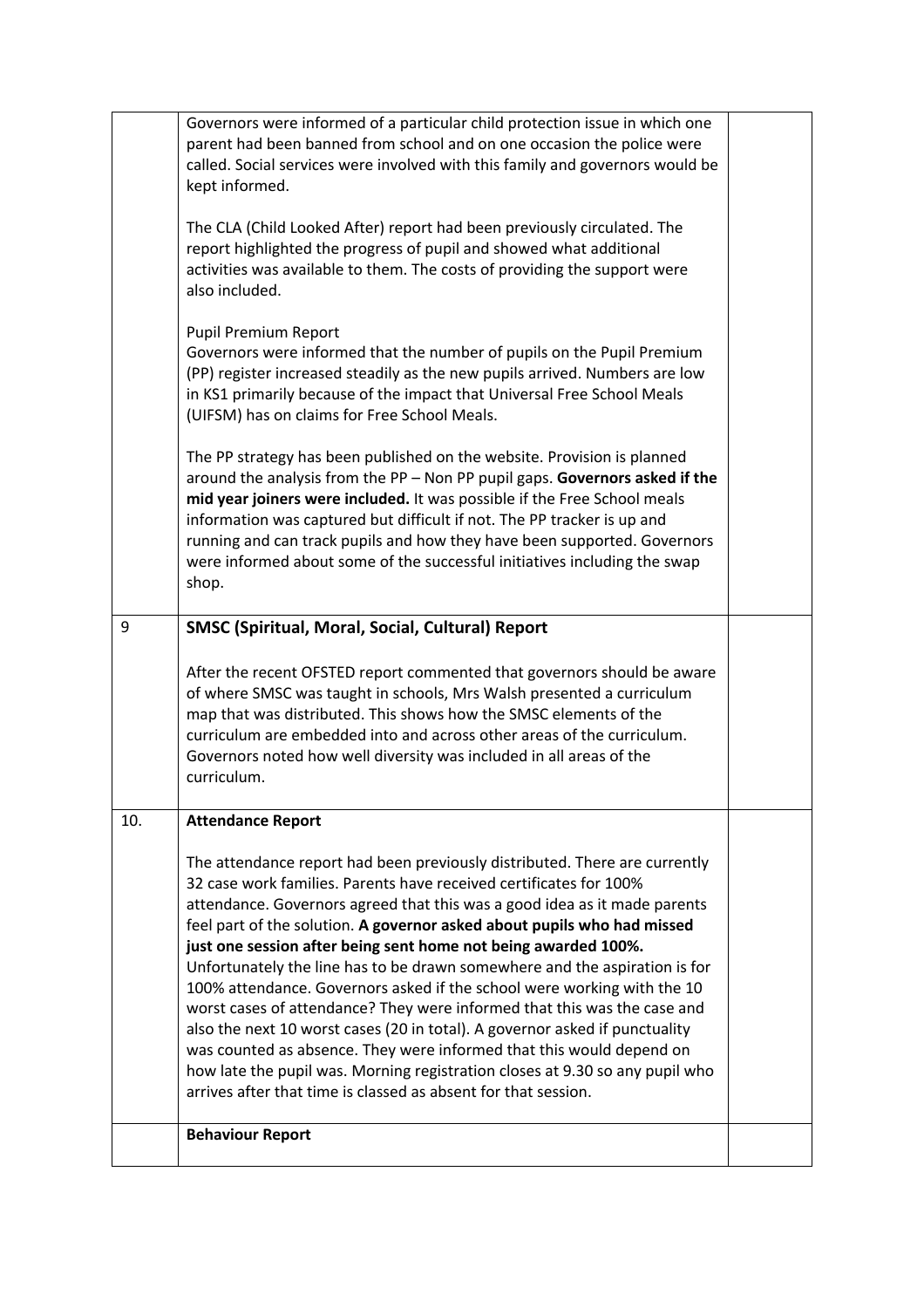| | | |
|---|---|---|
| | Governors were informed of a particular child protection issue in which one parent had been banned from school and on one occasion the police were called. Social services were involved with this family and governors would be kept informed.<br><br>The CLA (Child Looked After) report had been previously circulated. The report highlighted the progress of pupil and showed what additional activities was available to them. The costs of providing the support were also included.<br><br>Pupil Premium Report<br>Governors were informed that the number of pupils on the Pupil Premium (PP) register increased steadily as the new pupils arrived. Numbers are low in KS1 primarily because of the impact that Universal Free School Meals (UIFSM) has on claims for Free School Meals.<br><br>The PP strategy has been published on the website. Provision is planned around the analysis from the PP – Non PP pupil gaps. **Governors asked if the mid year joiners were included.** It was possible if the Free School meals information was captured but difficult if not. The PP tracker is up and running and can track pupils and how they have been supported. Governors were informed about some of the successful initiatives including the swap shop. | |
| 9 | **SMSC (Spiritual, Moral, Social, Cultural) Report**<br><br>After the recent OFSTED report commented that governors should be aware of where SMSC was taught in schools, Mrs Walsh presented a curriculum map that was distributed. This shows how the SMSC elements of the curriculum are embedded into and across other areas of the curriculum. Governors noted how well diversity was included in all areas of the curriculum. | |
| 10. | **Attendance Report**<br><br>The attendance report had been previously distributed. There are currently 32 case work families. Parents have received certificates for 100% attendance. Governors agreed that this was a good idea as it made parents feel part of the solution. **A governor asked about pupils who had missed just one session after being sent home not being awarded 100%.** Unfortunately the line has to be drawn somewhere and the aspiration is for 100% attendance. Governors asked if the school were working with the 10 worst cases of attendance? They were informed that this was the case and also the next 10 worst cases (20 in total). A governor asked if punctuality was counted as absence. They were informed that this would depend on how late the pupil was. Morning registration closes at 9.30 so any pupil who arrives after that time is classed as absent for that session. | |
| | **Behaviour Report** | |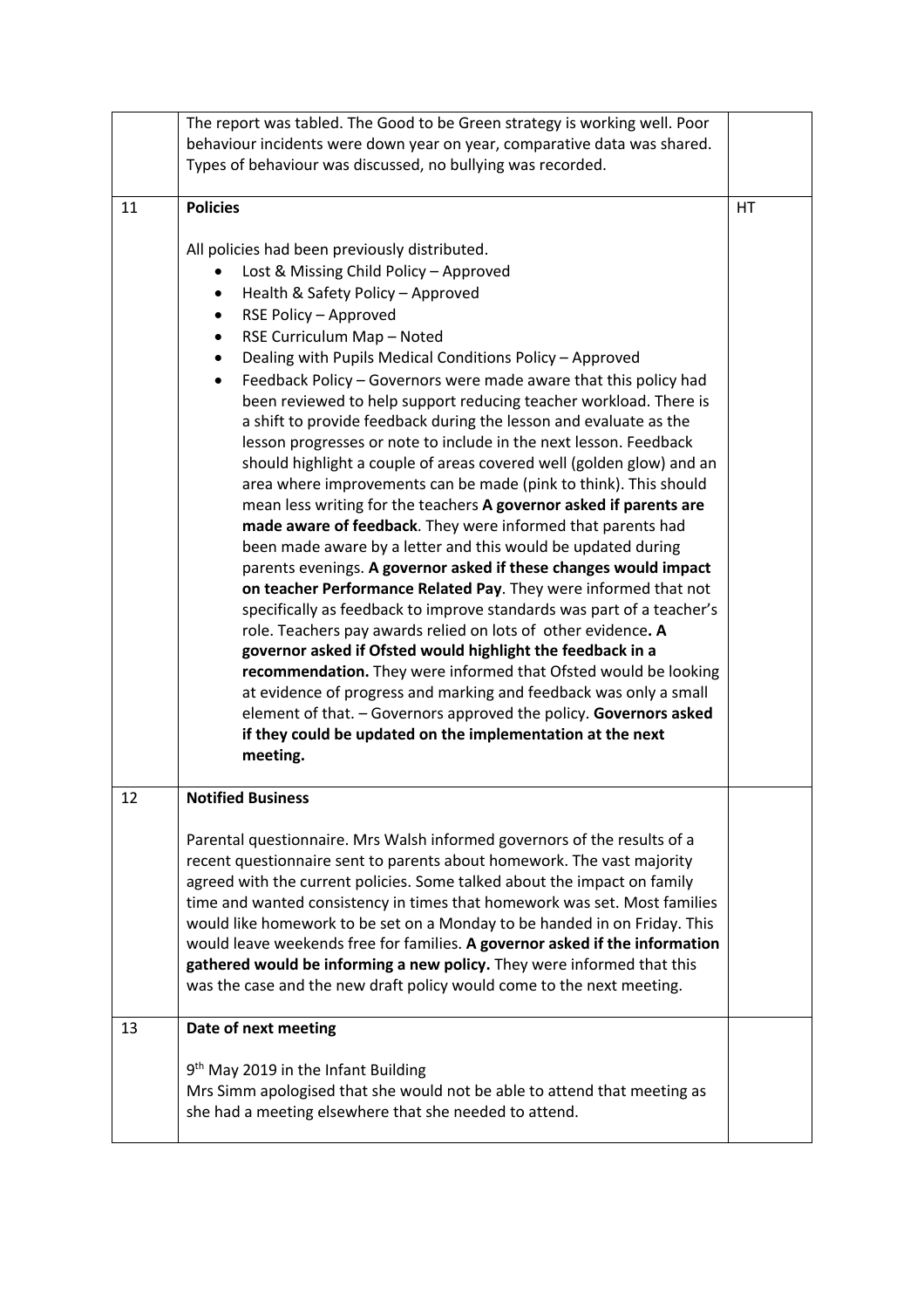| | | |
|---|---|---|
| | The report was tabled. The Good to be Green strategy is working well. Poor behaviour incidents were down year on year, comparative data was shared. Types of behaviour was discussed, no bullying was recorded. | |
| 11 | **Policies**<br><br>All policies had been previously distributed.<br>• Lost & Missing Child Policy – Approved<br>• Health & Safety Policy – Approved<br>• RSE Policy – Approved<br>• RSE Curriculum Map – Noted<br>• Dealing with Pupils Medical Conditions Policy – Approved<br>• Feedback Policy – Governors were made aware that this policy had been reviewed to help support reducing teacher workload. There is a shift to provide feedback during the lesson and evaluate as the lesson progresses or note to include in the next lesson. Feedback should highlight a couple of areas covered well (golden glow) and an area where improvements can be made (pink to think). This should mean less writing for the teachers **A governor asked if parents are made aware of feedback**. They were informed that parents had been made aware by a letter and this would be updated during parents evenings. **A governor asked if these changes would impact on teacher Performance Related Pay**. They were informed that not specifically as feedback to improve standards was part of a teacher's role. Teachers pay awards relied on lots of other evidence**. A governor asked if Ofsted would highlight the feedback in a recommendation.** They were informed that Ofsted would be looking at evidence of progress and marking and feedback was only a small element of that. – Governors approved the policy. **Governors asked if they could be updated on the implementation at the next meeting.** | HT |
| 12 | **Notified Business**<br><br>Parental questionnaire. Mrs Walsh informed governors of the results of a recent questionnaire sent to parents about homework. The vast majority agreed with the current policies. Some talked about the impact on family time and wanted consistency in times that homework was set. Most families would like homework to be set on a Monday to be handed in on Friday. This would leave weekends free for families. **A governor asked if the information gathered would be informing a new policy.** They were informed that this was the case and the new draft policy would come to the next meeting. | |
| 13 | **Date of next meeting**<br><br>9th May 2019 in the Infant Building<br>Mrs Simm apologised that she would not be able to attend that meeting as she had a meeting elsewhere that she needed to attend. | |